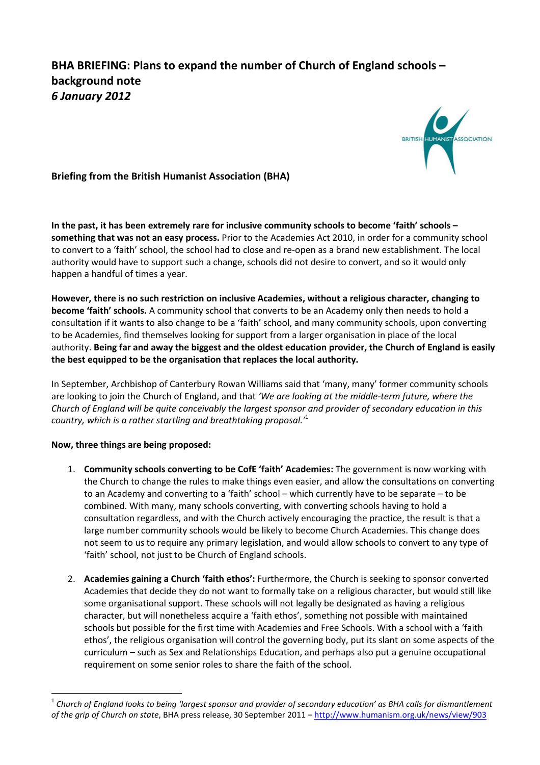# BHA BRIEFING: Plans to expand the number of Church of England schools – background note
## *6 January 2012*

**Briefing from the British Humanist Association (BHA)**

**In the past, it has been extremely rare for inclusive community schools to become 'faith' schools – something that was not an easy process.** Prior to the Academies Act 2010, in order for a community school to convert to a 'faith' school, the school had to close and re-open as a brand new establishment. The local authority would have to support such a change, schools did not desire to convert, and so it would only happen a handful of times a year.

**However, there is no such restriction on inclusive Academies, without a religious character, changing to become 'faith' schools.** A community school that converts to be an Academy only then needs to hold a consultation if it wants to also change to be a 'faith' school, and many community schools, upon converting to be Academies, find themselves looking for support from a larger organisation in place of the local authority. **Being far and away the biggest and the oldest education provider, the Church of England is easily the best equipped to be the organisation that replaces the local authority.**

In September, Archbishop of Canterbury Rowan Williams said that 'many, many' former community schools are looking to join the Church of England, and that *'We are looking at the middle-term future, where the Church of England will be quite conceivably the largest sponsor and provider of secondary education in this country, which is a rather startling and breathtaking proposal.'*[1]

**Now, three things are being proposed:**

1. **Community schools converting to be CofE 'faith' Academies:** The government is now working with the Church to change the rules to make things even easier, and allow the consultations on converting to an Academy and converting to a 'faith' school – which currently have to be separate – to be combined. With many, many schools converting, with converting schools having to hold a consultation regardless, and with the Church actively encouraging the practice, the result is that a large number community schools would be likely to become Church Academies. This change does not seem to us to require any primary legislation, and would allow schools to convert to any type of 'faith' school, not just to be Church of England schools.

2. **Academies gaining a Church 'faith ethos':** Furthermore, the Church is seeking to sponsor converted Academies that decide they do not want to formally take on a religious character, but would still like some organisational support. These schools will not legally be designated as having a religious character, but will nonetheless acquire a 'faith ethos', something not possible with maintained schools but possible for the first time with Academies and Free Schools. With a school with a 'faith ethos', the religious organisation will control the governing body, put its slant on some aspects of the curriculum – such as Sex and Relationships Education, and perhaps also put a genuine occupational requirement on some senior roles to share the faith of the school.

---

[1] *Church of England looks to being 'largest sponsor and provider of secondary education' as BHA calls for dismantlement of the grip of Church on state*, BHA press release, 30 September 2011 – http://www.humanism.org.uk/news/view/903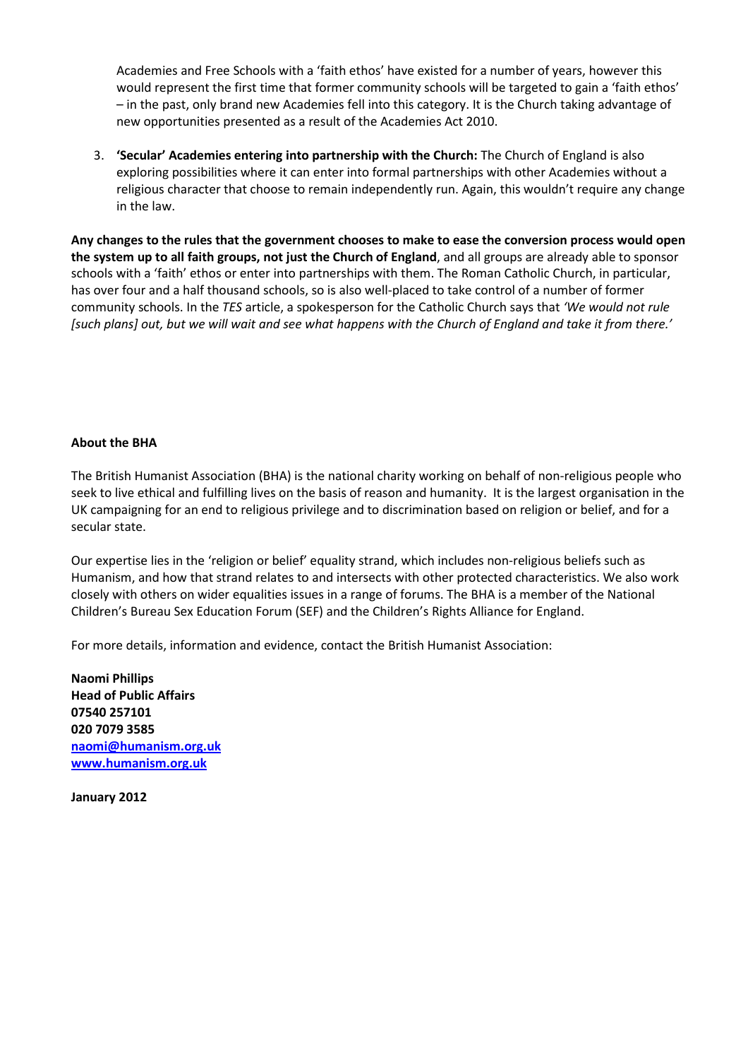Academies and Free Schools with a 'faith ethos' have existed for a number of years, however this would represent the first time that former community schools will be targeted to gain a 'faith ethos' – in the past, only brand new Academies fell into this category. It is the Church taking advantage of new opportunities presented as a result of the Academies Act 2010.

3. **'Secular' Academies entering into partnership with the Church:** The Church of England is also exploring possibilities where it can enter into formal partnerships with other Academies without a religious character that choose to remain independently run. Again, this wouldn't require any change in the law.

**Any changes to the rules that the government chooses to make to ease the conversion process would open the system up to all faith groups, not just the Church of England**, and all groups are already able to sponsor schools with a 'faith' ethos or enter into partnerships with them. The Roman Catholic Church, in particular, has over four and a half thousand schools, so is also well-placed to take control of a number of former community schools. In the *TES* article, a spokesperson for the Catholic Church says that *'We would not rule [such plans] out, but we will wait and see what happens with the Church of England and take it from there.'*

**About the BHA**

The British Humanist Association (BHA) is the national charity working on behalf of non-religious people who seek to live ethical and fulfilling lives on the basis of reason and humanity. It is the largest organisation in the UK campaigning for an end to religious privilege and to discrimination based on religion or belief, and for a secular state.

Our expertise lies in the 'religion or belief' equality strand, which includes non-religious beliefs such as Humanism, and how that strand relates to and intersects with other protected characteristics. We also work closely with others on wider equalities issues in a range of forums. The BHA is a member of the National Children's Bureau Sex Education Forum (SEF) and the Children's Rights Alliance for England.

For more details, information and evidence, contact the British Humanist Association:

**Naomi Phillips**
**Head of Public Affairs**
**07540 257101**
**020 7079 3585**
**[naomi@humanism.org.uk](mailto:naomi@humanism.org.uk)**
**[www.humanism.org.uk](http://www.humanism.org.uk)**

**January 2012**